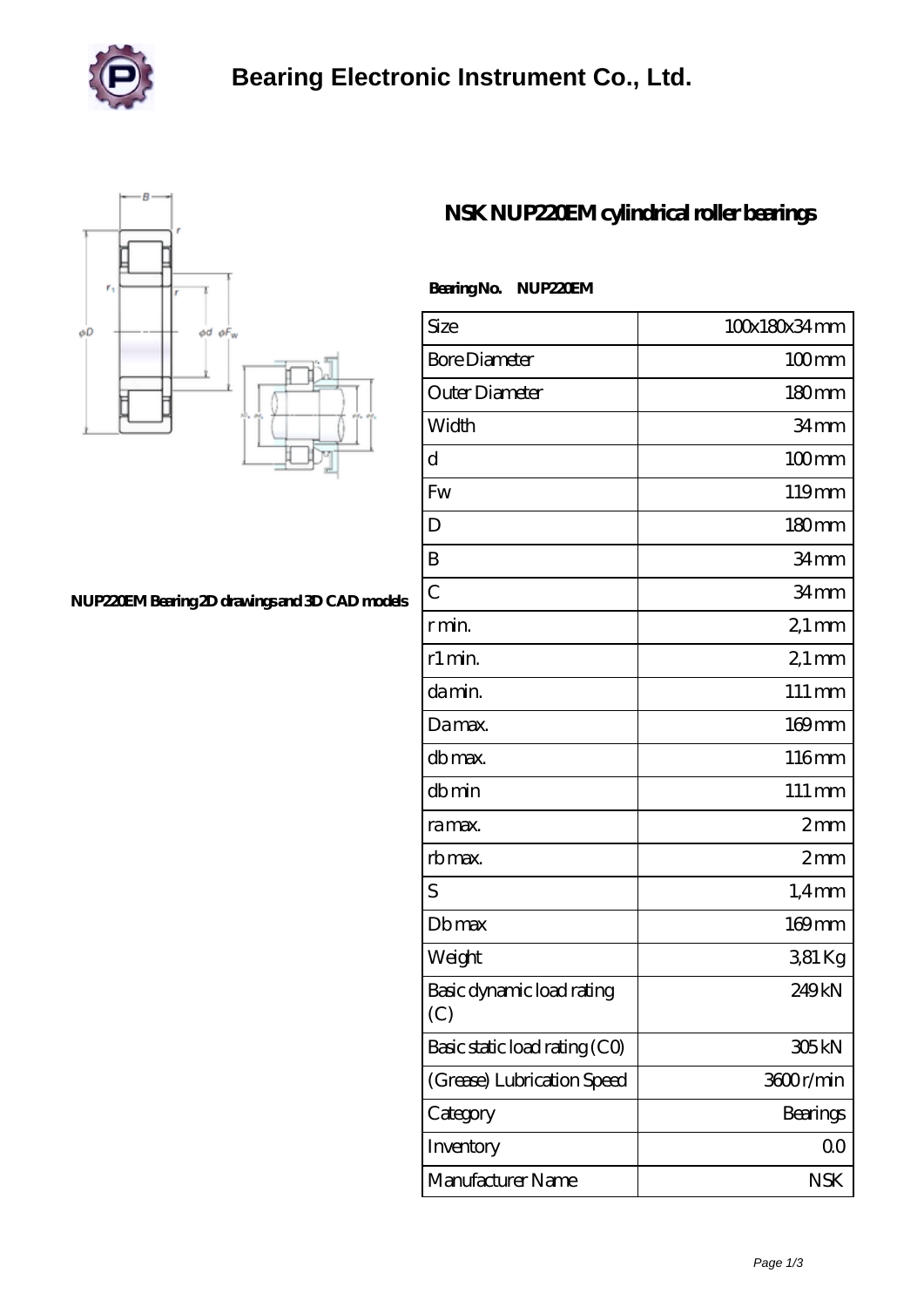# Bearing Electronic Instrument Co., Ltd.

## NSK NUP220EM cylindrical roller bearings

NUP220EM Bearing 2D drawings and 3D CAD models

**Bearing No. NUP220EM**

| | |
|---|---|
| Size | 100x180x34 mm |
| Bore Diameter | 100 mm |
| Outer Diameter | 180 mm |
| Width | 34 mm |
| d | 100 mm |
| Fw | 119 mm |
| D | 180 mm |
| B | 34 mm |
| C | 34 mm |
| r min. | 2,1 mm |
| r1 min. | 2,1 mm |
| da min. | 111 mm |
| Da max. | 169 mm |
| db max. | 116 mm |
| db min | 111 mm |
| ra max. | 2 mm |
| rb max. | 2 mm |
| S | 1,4 mm |
| Db max | 169 mm |
| Weight | 3,81 Kg |
| Basic dynamic load rating (C) | 249 kN |
| Basic static load rating (C0) | 305 kN |
| (Grease) Lubrication Speed | 3600 r/min |
| Category | Bearings |
| Inventory | 0.0 |
| Manufacturer Name | NSK |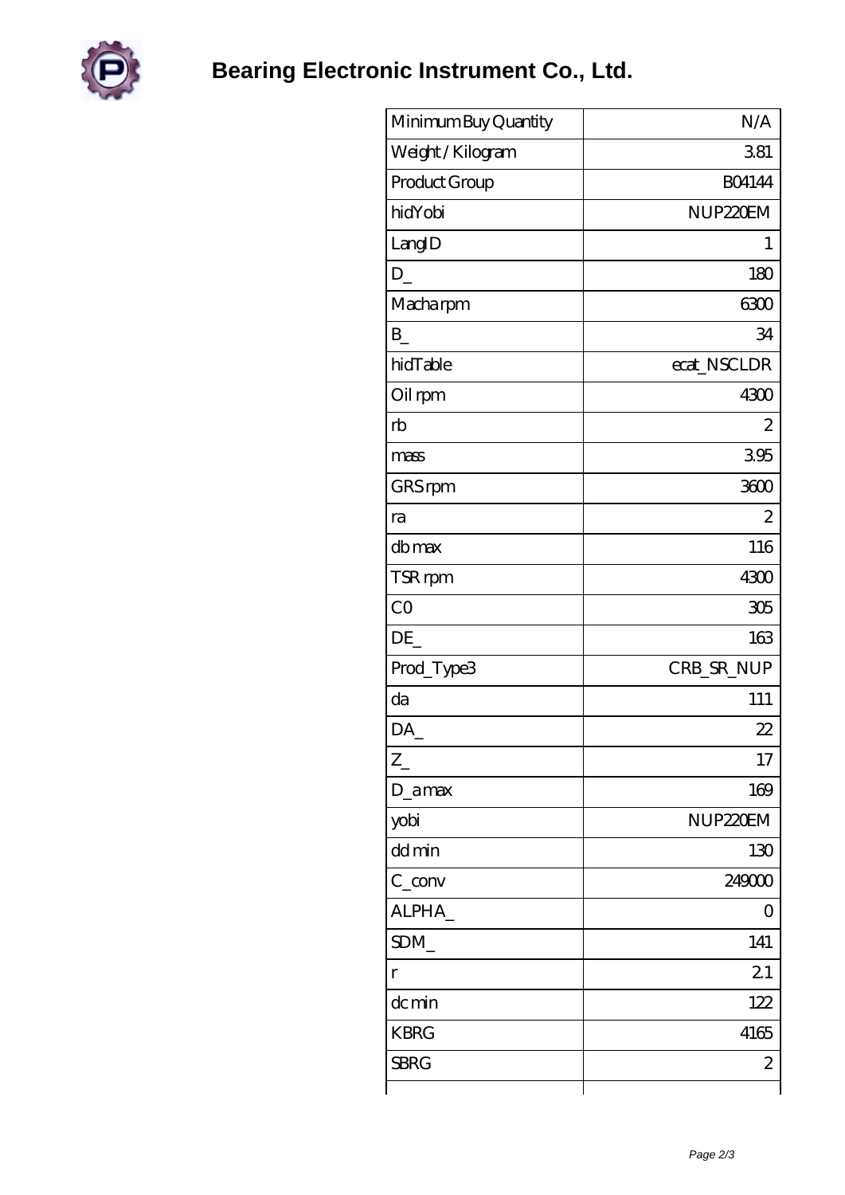# Bearing Electronic Instrument Co., Ltd.

| | |
|---|---:|
| Minimum Buy Quantity | N/A |
| Weight / Kilogram | 3.81 |
| Product Group | B04144 |
| hidYobi | NUP220EM |
| LangID | 1 |
| D_ | 180 |
| Macha rpm | 6300 |
| B_ | 34 |
| hidTable | ecat_NSCLDR |
| Oil rpm | 4300 |
| rb | 2 |
| mass | 3.95 |
| GRS rpm | 3600 |
| ra | 2 |
| db max | 116 |
| TSR rpm | 4300 |
| C0 | 305 |
| DE_ | 163 |
| Prod_Type3 | CRB_SR_NUP |
| da | 111 |
| DA_ | 22 |
| Z_ | 17 |
| D_a max | 169 |
| yobi | NUP220EM |
| dd min | 130 |
| C_conv | 249000 |
| ALPHA_ | 0 |
| SDM_ | 141 |
| r | 2.1 |
| dc min | 122 |
| KBRG | 4165 |
| SBRG | 2 |
| | |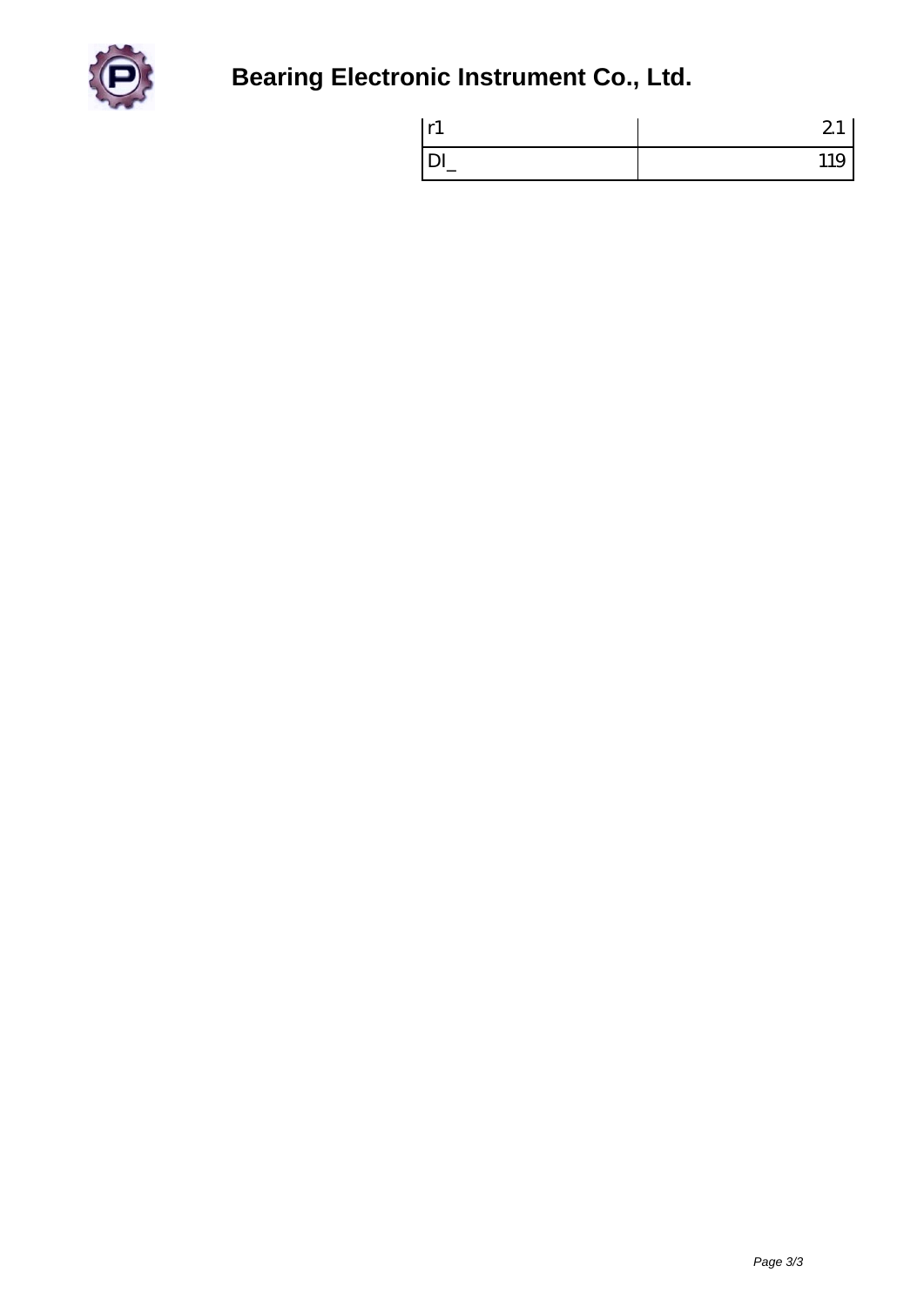| | |
|---|---|
| r1 | 2.1 |
| DI_ | 119 |